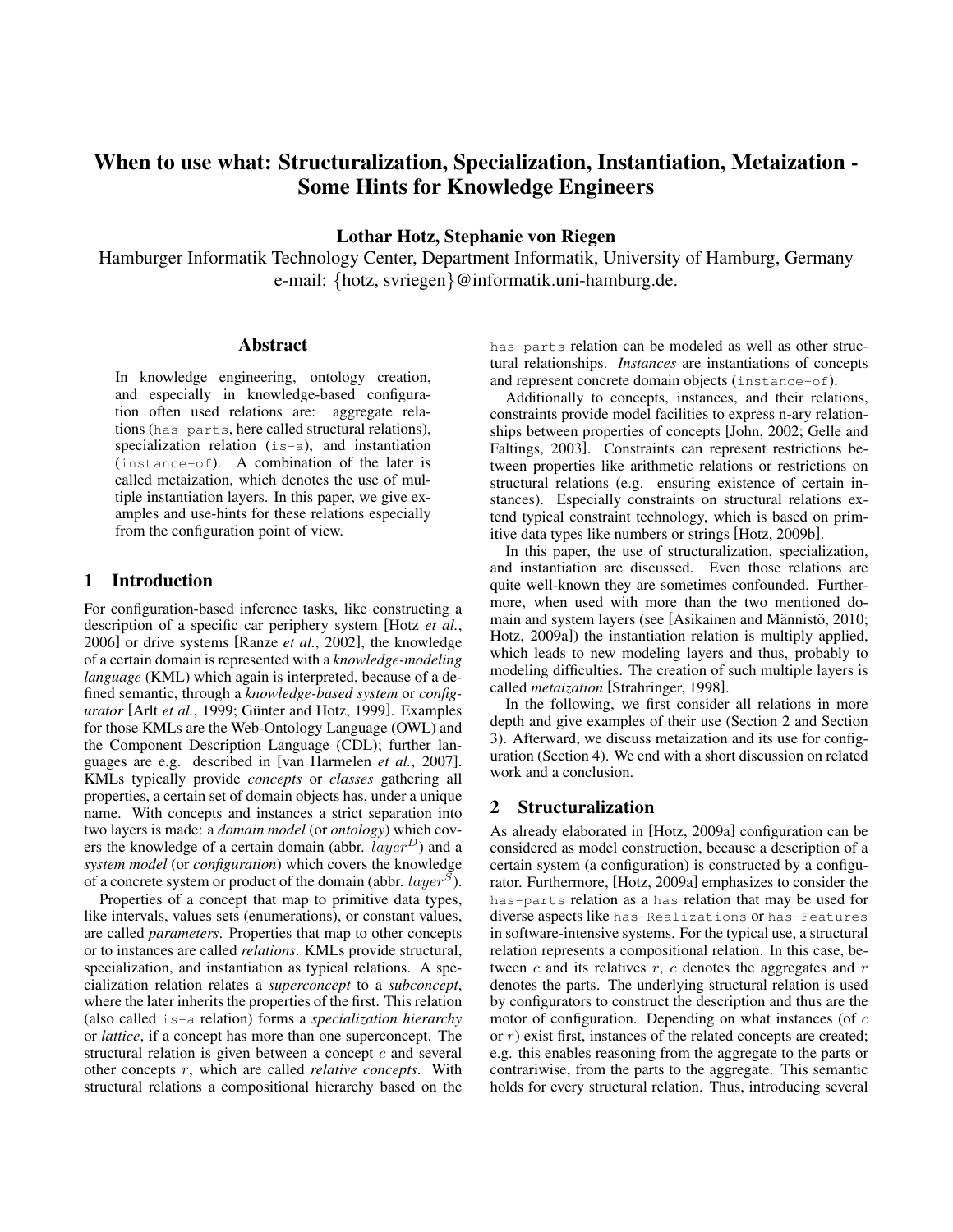# When to use what: Structuralization, Specialization, Instantiation, Metaization - Some Hints for Knowledge Engineers

**Lothar Hotz, Stephanie von Riegen**

Hamburger Informatik Technology Center, Department Informatik, University of Hamburg, Germany
e-mail: {hotz, svriegen}@informatik.uni-hamburg.de.

## Abstract

In knowledge engineering, ontology creation, and especially in knowledge-based configuration often used relations are: aggregate relations (has-parts, here called structural relations), specialization relation (is-a), and instantiation (instance-of). A combination of the later is called metaization, which denotes the use of multiple instantiation layers. In this paper, we give examples and use-hints for these relations especially from the configuration point of view.

## 1 Introduction

For configuration-based inference tasks, like constructing a description of a specific car periphery system [Hotz *et al.*, 2006] or drive systems [Ranze *et al.*, 2002], the knowledge of a certain domain is represented with a *knowledge-modeling language* (KML) which again is interpreted, because of a defined semantic, through a *knowledge-based system* or *configurator* [Arlt *et al.*, 1999; Günter and Hotz, 1999]. Examples for those KMLs are the Web-Ontology Language (OWL) and the Component Description Language (CDL); further languages are e.g. described in [van Harmelen *et al.*, 2007]. KMLs typically provide *concepts* or *classes* gathering all properties, a certain set of domain objects has, under a unique name. With concepts and instances a strict separation into two layers is made: a *domain model* (or *ontology*) which covers the knowledge of a certain domain (abbr. $layer^D$) and a *system model* (or *configuration*) which covers the knowledge of a concrete system or product of the domain (abbr. $layer^S$).

Properties of a concept that map to primitive data types, like intervals, values sets (enumerations), or constant values, are called *parameters*. Properties that map to other concepts or to instances are called *relations*. KMLs provide structural, specialization, and instantiation as typical relations. A specialization relation relates a *superconcept* to a *subconcept*, where the later inherits the properties of the first. This relation (also called is-a relation) forms a *specialization hierarchy* or *lattice*, if a concept has more than one superconcept. The structural relation is given between a concept $c$ and several other concepts $r$, which are called *relative concepts*. With structural relations a compositional hierarchy based on the has-parts relation can be modeled as well as other structural relationships. *Instances* are instantiations of concepts and represent concrete domain objects (instance-of).

Additionally to concepts, instances, and their relations, constraints provide model facilities to express n-ary relationships between properties of concepts [John, 2002; Gelle and Faltings, 2003]. Constraints can represent restrictions between properties like arithmetic relations or restrictions on structural relations (e.g. ensuring existence of certain instances). Especially constraints on structural relations extend typical constraint technology, which is based on primitive data types like numbers or strings [Hotz, 2009b].

In this paper, the use of structuralization, specialization, and instantiation are discussed. Even those relations are quite well-known they are sometimes confounded. Furthermore, when used with more than the two mentioned domain and system layers (see [Asikainen and Männistö, 2010; Hotz, 2009a]) the instantiation relation is multiply applied, which leads to new modeling layers and thus, probably to modeling difficulties. The creation of such multiple layers is called *metaization* [Strahringer, 1998].

In the following, we first consider all relations in more depth and give examples of their use (Section 2 and Section 3). Afterward, we discuss metaization and its use for configuration (Section 4). We end with a short discussion on related work and a conclusion.

## 2 Structuralization

As already elaborated in [Hotz, 2009a] configuration can be considered as model construction, because a description of a certain system (a configuration) is constructed by a configurator. Furthermore, [Hotz, 2009a] emphasizes to consider the has-parts relation as a has relation that may be used for diverse aspects like has-Realizations or has-Features in software-intensive systems. For the typical use, a structural relation represents a compositional relation. In this case, between $c$ and its relatives $r$, $c$ denotes the aggregates and $r$ denotes the parts. The underlying structural relation is used by configurators to construct the description and thus are the motor of configuration. Depending on what instances (of $c$ or $r$) exist first, instances of the related concepts are created; e.g. this enables reasoning from the aggregate to the parts or contrariwise, from the parts to the aggregate. This semantic holds for every structural relation. Thus, introducing several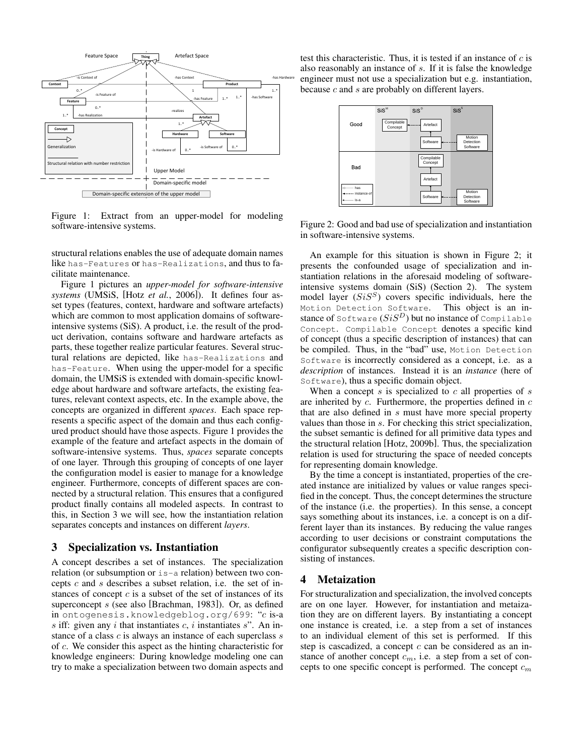Figure 1: Extract from an upper-model for modeling software-intensive systems.

structural relations enables the use of adequate domain names like `has-Features` or `has-Realizations`, and thus to facilitate maintenance.

Figure 1 pictures an *upper-model for software-intensive systems* (UMSiS, [Hotz *et al.*, 2006]). It defines four asset types (features, context, hardware and software artefacts) which are common to most application domains of software-intensive systems (SiS). A product, i.e. the result of the product derivation, contains software and hardware artefacts as parts, these together realize particular features. Several structural relations are depicted, like `has-Realizations` and `has-Feature`. When using the upper-model for a specific domain, the UMSiS is extended with domain-specific knowledge about hardware and software artefacts, the existing features, relevant context aspects, etc. In the example above, the concepts are organized in different *spaces*. Each space represents a specific aspect of the domain and thus each configured product should have those aspects. Figure 1 provides the example of the feature and artefact aspects in the domain of software-intensive systems. Thus, *spaces* separate concepts of one layer. Through this grouping of concepts of one layer the configuration model is easier to manage for a knowledge engineer. Furthermore, concepts of different spaces are connected by a structural relation. This ensures that a configured product finally contains all modeled aspects. In contrast to this, in Section 3 we will see, how the instantiation relation separates concepts and instances on different *layers*.

## 3 Specialization vs. Instantiation

A concept describes a set of instances. The specialization relation (or subsumption or `is-a` relation) between two concepts $c$ and $s$ describes a subset relation, i.e. the set of instances of concept $c$ is a subset of the set of instances of its superconcept $s$ (see also [Brachman, 1983]). Or, as defined in `ontogenesis.knowledgeblog.org/699`: "$c$ is-a $s$ iff: given any $i$ that instantiates $c$, $i$ instantiates $s$". An instance of a class $c$ is always an instance of each superclass $s$ of $c$. We consider this aspect as the hinting characteristic for knowledge engineers: During knowledge modeling one can try to make a specialization between two domain aspects and test this characteristic. Thus, it is tested if an instance of $c$ is also reasonably an instance of $s$. If it is false the knowledge engineer must not use a specialization but e.g. instantiation, because $c$ and $s$ are probably on different layers.

Figure 2: Good and bad use of specialization and instantiation in software-intensive systems.

An example for this situation is shown in Figure 2; it presents the confounded usage of specialization and instantiation relations in the aforesaid modeling of software-intensive systems domain (SiS) (Section 2). The system model layer ($SiS^S$) covers specific individuals, here the `Motion Detection Software`. This object is an instance of `Software` ($SiS^D$) but no instance of `Compilable Concept`. `Compilable Concept` denotes a specific kind of concept (thus a specific description of instances) that can be compiled. Thus, in the "bad" use, `Motion Detection Software` is incorrectly considered as a concept, i.e. as a *description* of instances. Instead it is an *instance* (here of `Software`), thus a specific domain object.

When a concept $s$ is specialized to $c$ all properties of $s$ are inherited by $c$. Furthermore, the properties defined in $c$ that are also defined in $s$ must have more special property values than those in $s$. For checking this strict specialization, the subset semantic is defined for all primitive data types and the structural relation [Hotz, 2009b]. Thus, the specialization relation is used for structuring the space of needed concepts for representing domain knowledge.

By the time a concept is instantiated, properties of the created instance are initialized by values or value ranges specified in the concept. Thus, the concept determines the structure of the instance (i.e. the properties). In this sense, a concept says something about its instances, i.e. a concept is on a different layer than its instances. By reducing the value ranges according to user decisions or constraint computations the configurator subsequently creates a specific description consisting of instances.

## 4 Metaization

For structuralization and specialization, the involved concepts are on one layer. However, for instantiation and metaization they are on different layers. By instantiating a concept one instance is created, i.e. a step from a set of instances to an individual element of this set is performed. If this step is cascadized, a concept $c$ can be considered as an instance of another concept $c_m$, i.e. a step from a set of concepts to one specific concept is performed. The concept $c_m$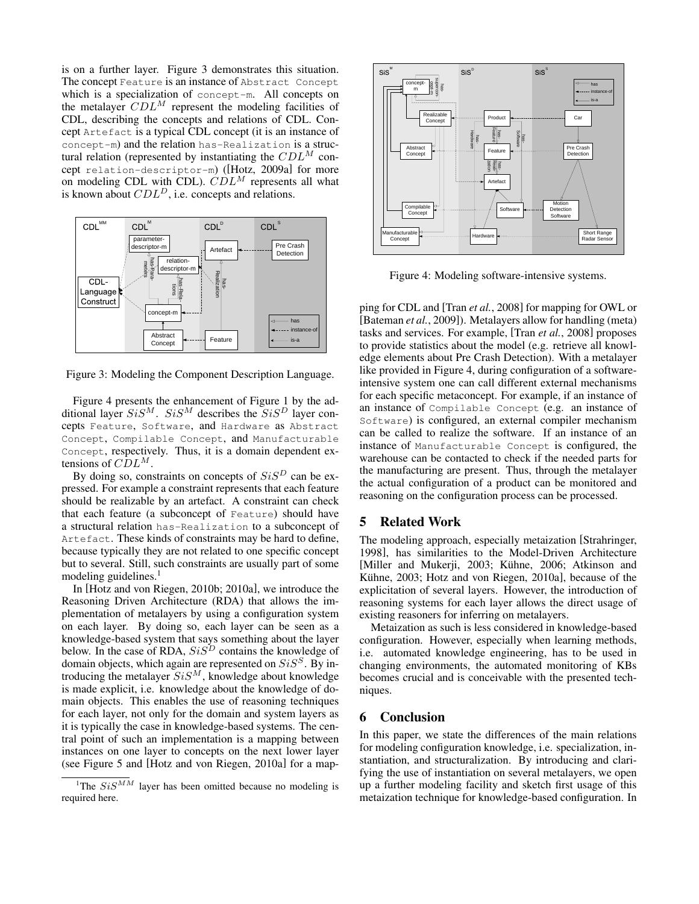is on a further layer. Figure 3 demonstrates this situation. The concept `Feature` is an instance of `Abstract Concept` which is a specialization of `concept-m`. All concepts on the metalayer $CDL^M$ represent the modeling facilities of CDL, describing the concepts and relations of CDL. Concept `Artefact` is a typical CDL concept (it is an instance of `concept-m`) and the relation `has-Realization` is a structural relation (represented by instantiating the $CDL^M$ concept `relation-descriptor-m`) ([Hotz, 2009a] for more on modeling CDL with CDL). $CDL^M$ represents all what is known about $CDL^D$, i.e. concepts and relations.

Figure 3: Modeling the Component Description Language.

Figure 4 presents the enhancement of Figure 1 by the additional layer $SiS^M$. $SiS^M$ describes the $SiS^D$ layer concepts `Feature`, `Software`, and `Hardware` as `Abstract Concept`, `Compilable Concept`, and `Manufacturable Concept`, respectively. Thus, it is a domain dependent extensions of $CDL^M$.

By doing so, constraints on concepts of $SiS^D$ can be expressed. For example a constraint represents that each feature should be realizable by an artefact. A constraint can check that each feature (a subconcept of `Feature`) should have a structural relation `has-Realization` to a subconcept of `Artefact`. These kinds of constraints may be hard to define, because typically they are not related to one specific concept but to several. Still, such constraints are usually part of some modeling guidelines.[1]

In [Hotz and von Riegen, 2010b; 2010a], we introduce the Reasoning Driven Architecture (RDA) that allows the implementation of metalayers by using a configuration system on each layer. By doing so, each layer can be seen as a knowledge-based system that says something about the layer below. In the case of RDA, $SiS^D$ contains the knowledge of domain objects, which again are represented on $SiS^S$. By introducing the metalayer $SiS^M$, knowledge about knowledge is made explicit, i.e. knowledge about the knowledge of domain objects. This enables the use of reasoning techniques for each layer, not only for the domain and system layers as it is typically the case in knowledge-based systems. The central point of such an implementation is a mapping between instances on one layer to concepts on the next lower layer (see Figure 5 and [Hotz and von Riegen, 2010a] for a mapping for CDL and [Tran *et al.*, 2008] for mapping for OWL or [Bateman *et al.*, 2009]). Metalayers allow for handling (meta) tasks and services. For example, [Tran *et al.*, 2008] proposes to provide statistics about the model (e.g. retrieve all knowledge elements about Pre Crash Detection). With a metalayer like provided in Figure 4, during configuration of a software-intensive system one can call different external mechanisms for each specific metaconcept. For example, if an instance of an instance of `Compilable Concept` (e.g. an instance of `Software`) is configured, an external compiler mechanism can be called to realize the software. If an instance of an instance of `Manufacturable Concept` is configured, the warehouse can be contacted to check if the needed parts for the manufacturing are present. Thus, through the metalayer the actual configuration of a product can be monitored and reasoning on the configuration process can be processed.

[1] The $SiS^{MM}$ layer has been omitted because no modeling is required here.

Figure 4: Modeling software-intensive systems.

## 5 Related Work

The modeling approach, especially metaization [Strahringer, 1998], has similarities to the Model-Driven Architecture [Miller and Mukerji, 2003; Kühne, 2006; Atkinson and Kühne, 2003; Hotz and von Riegen, 2010a], because of the explicitation of several layers. However, the introduction of reasoning systems for each layer allows the direct usage of existing reasoners for inferring on metalayers.

Metaization as such is less considered in knowledge-based configuration. However, especially when learning methods, i.e. automated knowledge engineering, has to be used in changing environments, the automated monitoring of KBs becomes crucial and is conceivable with the presented techniques.

## 6 Conclusion

In this paper, we state the differences of the main relations for modeling configuration knowledge, i.e. specialization, instantiation, and structuralization. By introducing and clarifying the use of instantiation on several metalayers, we open up a further modeling facility and sketch first usage of this metaization technique for knowledge-based configuration. In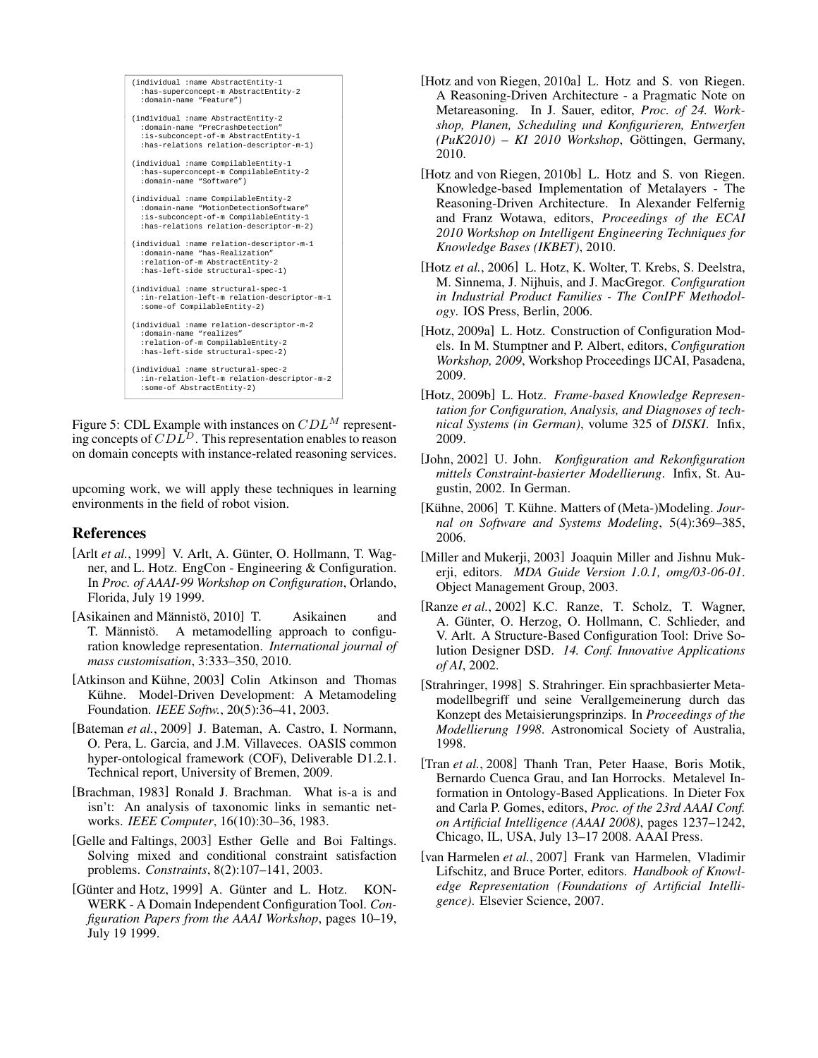```
(individual :name AbstractEntity-1
  :has-superconcept-m AbstractEntity-2
  :domain-name "Feature")

(individual :name AbstractEntity-2
  :domain-name "PreCrashDetection"
  :is-subconcept-of-m AbstractEntity-1
  :has-relations relation-descriptor-m-1)

(individual :name CompilableEntity-1
  :has-superconcept-m CompilableEntity-2
  :domain-name "Software")

(individual :name CompilableEntity-2
  :domain-name "MotionDetectionSoftware"
  :is-subconcept-of-m CompilableEntity-1
  :has-relations relation-descriptor-m-2)

(individual :name relation-descriptor-m-1
  :domain-name "has-Realization"
  :relation-of-m AbstractEntity-2
  :has-left-side structural-spec-1)

(individual :name structural-spec-1
  :in-relation-left-m relation-descriptor-m-1
  :some-of CompilableEntity-2)

(individual :name relation-descriptor-m-2
  :domain-name "realizes"
  :relation-of-m CompilableEntity-2
  :has-left-side structural-spec-2)

(individual :name structural-spec-2
  :in-relation-left-m relation-descriptor-m-2
  :some-of AbstractEntity-2)
```

Figure 5: CDL Example with instances on $CDL^M$ representing concepts of $CDL^D$. This representation enables to reason on domain concepts with instance-related reasoning services.

upcoming work, we will apply these techniques in learning environments in the field of robot vision.

## References

[Arlt *et al.*, 1999] V. Arlt, A. Günter, O. Hollmann, T. Wagner, and L. Hotz. EngCon - Engineering & Configuration. In *Proc. of AAAI-99 Workshop on Configuration*, Orlando, Florida, July 19 1999.

[Asikainen and Männistö, 2010] T. Asikainen and T. Männistö. A metamodelling approach to configuration knowledge representation. *International journal of mass customisation*, 3:333–350, 2010.

[Atkinson and Kühne, 2003] Colin Atkinson and Thomas Kühne. Model-Driven Development: A Metamodeling Foundation. *IEEE Softw.*, 20(5):36–41, 2003.

[Bateman *et al.*, 2009] J. Bateman, A. Castro, I. Normann, O. Pera, L. Garcia, and J.M. Villaveces. OASIS common hyper-ontological framework (COF), Deliverable D1.2.1. Technical report, University of Bremen, 2009.

[Brachman, 1983] Ronald J. Brachman. What is-a is and isn't: An analysis of taxonomic links in semantic networks. *IEEE Computer*, 16(10):30–36, 1983.

[Gelle and Faltings, 2003] Esther Gelle and Boi Faltings. Solving mixed and conditional constraint satisfaction problems. *Constraints*, 8(2):107–141, 2003.

[Günter and Hotz, 1999] A. Günter and L. Hotz. KONWERK - A Domain Independent Configuration Tool. *Configuration Papers from the AAAI Workshop*, pages 10–19, July 19 1999.

[Hotz and von Riegen, 2010a] L. Hotz and S. von Riegen. A Reasoning-Driven Architecture - a Pragmatic Note on Metareasoning. In J. Sauer, editor, *Proc. of 24. Workshop, Planen, Scheduling und Konfigurieren, Entwerfen (PuK2010) – KI 2010 Workshop*, Göttingen, Germany, 2010.

[Hotz and von Riegen, 2010b] L. Hotz and S. von Riegen. Knowledge-based Implementation of Metalayers - The Reasoning-Driven Architecture. In Alexander Felfernig and Franz Wotawa, editors, *Proceedings of the ECAI 2010 Workshop on Intelligent Engineering Techniques for Knowledge Bases (IKBET)*, 2010.

[Hotz *et al.*, 2006] L. Hotz, K. Wolter, T. Krebs, S. Deelstra, M. Sinnema, J. Nijhuis, and J. MacGregor. *Configuration in Industrial Product Families - The ConIPF Methodology*. IOS Press, Berlin, 2006.

[Hotz, 2009a] L. Hotz. Construction of Configuration Models. In M. Stumptner and P. Albert, editors, *Configuration Workshop, 2009*, Workshop Proceedings IJCAI, Pasadena, 2009.

[Hotz, 2009b] L. Hotz. *Frame-based Knowledge Representation for Configuration, Analysis, and Diagnoses of technical Systems (in German)*, volume 325 of *DISKI*. Infix, 2009.

[John, 2002] U. John. *Konfiguration and Rekonfiguration mittels Constraint-basierter Modellierung*. Infix, St. Augustin, 2002. In German.

[Kühne, 2006] T. Kühne. Matters of (Meta-)Modeling. *Journal on Software and Systems Modeling*, 5(4):369–385, 2006.

[Miller and Mukerji, 2003] Joaquin Miller and Jishnu Mukerji, editors. *MDA Guide Version 1.0.1, omg/03-06-01*. Object Management Group, 2003.

[Ranze *et al.*, 2002] K.C. Ranze, T. Scholz, T. Wagner, A. Günter, O. Herzog, O. Hollmann, C. Schlieder, and V. Arlt. A Structure-Based Configuration Tool: Drive Solution Designer DSD. *14. Conf. Innovative Applications of AI*, 2002.

[Strahringer, 1998] S. Strahringer. Ein sprachbasierter Metamodellbegriff und seine Verallgemeinerung durch das Konzept des Metaisierungsprinzips. In *Proceedings of the Modellierung 1998*. Astronomical Society of Australia, 1998.

[Tran *et al.*, 2008] Thanh Tran, Peter Haase, Boris Motik, Bernardo Cuenca Grau, and Ian Horrocks. Metalevel Information in Ontology-Based Applications. In Dieter Fox and Carla P. Gomes, editors, *Proc. of the 23rd AAAI Conf. on Artificial Intelligence (AAAI 2008)*, pages 1237–1242, Chicago, IL, USA, July 13–17 2008. AAAI Press.

[van Harmelen *et al.*, 2007] Frank van Harmelen, Vladimir Lifschitz, and Bruce Porter, editors. *Handbook of Knowledge Representation (Foundations of Artificial Intelligence)*. Elsevier Science, 2007.